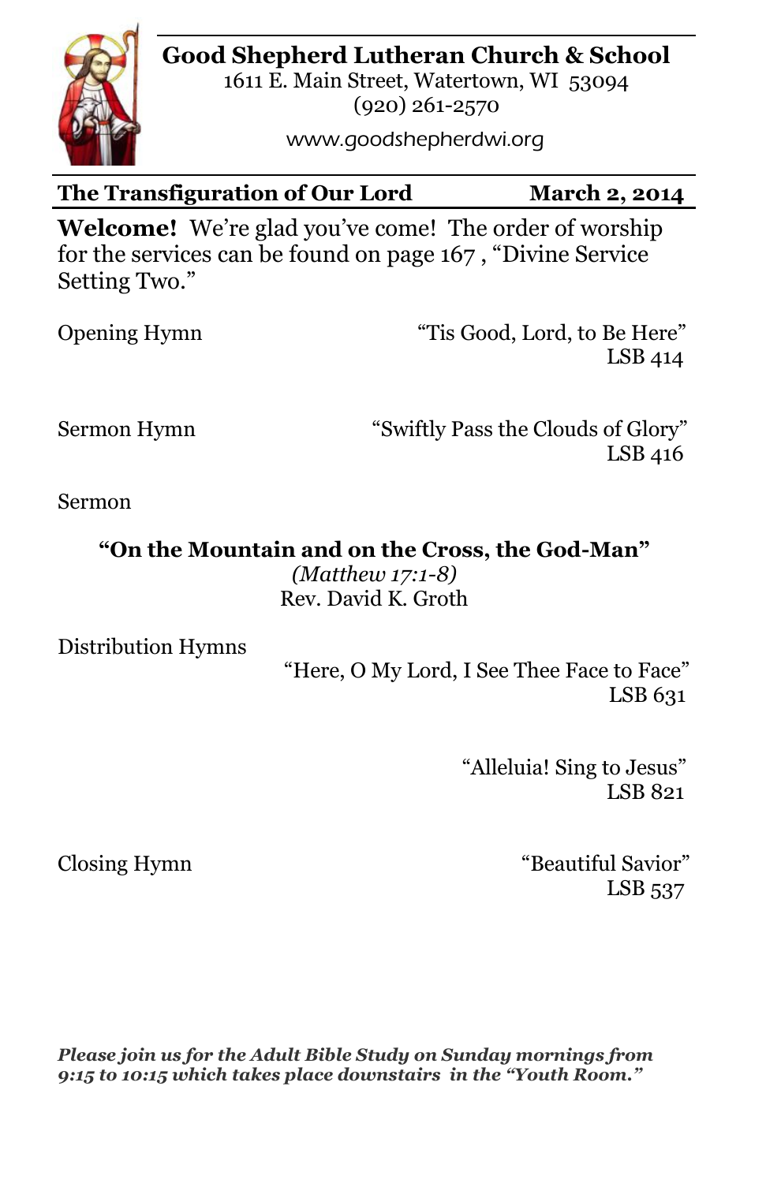# Good Shepherd Lutheran Church & School

1611 E. Main Street, Watertown, WI 53094
(920) 261-2570
www.goodshepherdwi.org

**The Transfiguration of Our Lord** **March 2, 2014**

**Welcome!** We're glad you've come! The order of worship for the services can be found on page 167 , "Divine Service Setting Two."

Opening Hymn "Tis Good, Lord, to Be Here"
LSB 414

Sermon Hymn "Swiftly Pass the Clouds of Glory"
LSB 416

Sermon

**"On the Mountain and on the Cross, the God-Man"**
*(Matthew 17:1-8)*
Rev. David K. Groth

Distribution Hymns

"Here, O My Lord, I See Thee Face to Face"
LSB 631

"Alleluia! Sing to Jesus"
LSB 821

Closing Hymn "Beautiful Savior"
LSB 537

***Please join us for the Adult Bible Study on Sunday mornings from 9:15 to 10:15 which takes place downstairs in the "Youth Room."***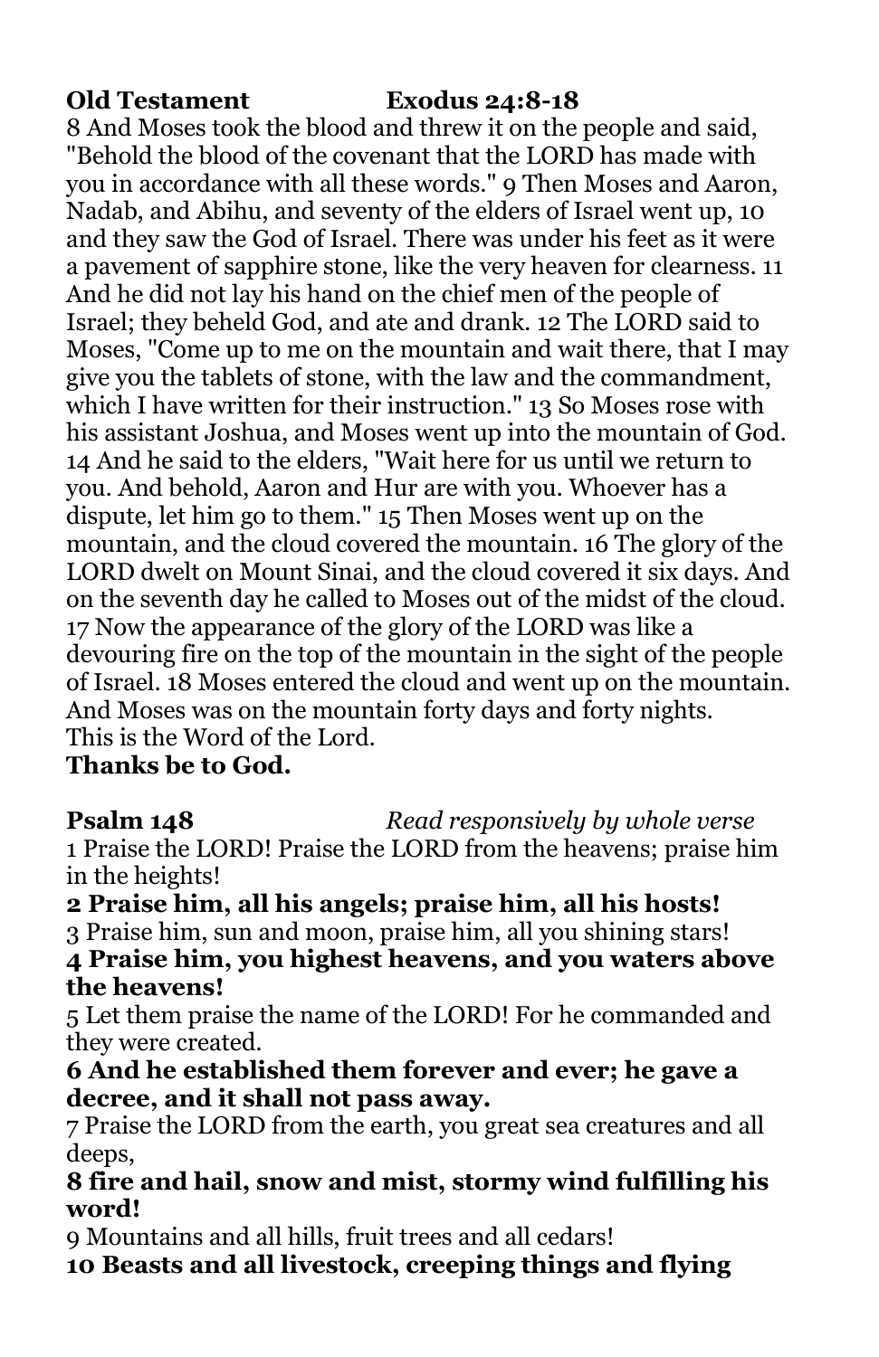**Old Testament Exodus 24:8-18**

8 And Moses took the blood and threw it on the people and said, "Behold the blood of the covenant that the LORD has made with you in accordance with all these words." 9 Then Moses and Aaron, Nadab, and Abihu, and seventy of the elders of Israel went up, 10 and they saw the God of Israel. There was under his feet as it were a pavement of sapphire stone, like the very heaven for clearness. 11 And he did not lay his hand on the chief men of the people of Israel; they beheld God, and ate and drank. 12 The LORD said to Moses, "Come up to me on the mountain and wait there, that I may give you the tablets of stone, with the law and the commandment, which I have written for their instruction." 13 So Moses rose with his assistant Joshua, and Moses went up into the mountain of God. 14 And he said to the elders, "Wait here for us until we return to you. And behold, Aaron and Hur are with you. Whoever has a dispute, let him go to them." 15 Then Moses went up on the mountain, and the cloud covered the mountain. 16 The glory of the LORD dwelt on Mount Sinai, and the cloud covered it six days. And on the seventh day he called to Moses out of the midst of the cloud. 17 Now the appearance of the glory of the LORD was like a devouring fire on the top of the mountain in the sight of the people of Israel. 18 Moses entered the cloud and went up on the mountain. And Moses was on the mountain forty days and forty nights.
This is the Word of the Lord.
**Thanks be to God.**

**Psalm 148** *Read responsively by whole verse*

1 Praise the LORD! Praise the LORD from the heavens; praise him in the heights!
**2 Praise him, all his angels; praise him, all his hosts!**
3 Praise him, sun and moon, praise him, all you shining stars!
**4 Praise him, you highest heavens, and you waters above the heavens!**
5 Let them praise the name of the LORD! For he commanded and they were created.
**6 And he established them forever and ever; he gave a decree, and it shall not pass away.**
7 Praise the LORD from the earth, you great sea creatures and all deeps,
**8 fire and hail, snow and mist, stormy wind fulfilling his word!**
9 Mountains and all hills, fruit trees and all cedars!
**10 Beasts and all livestock, creeping things and flying**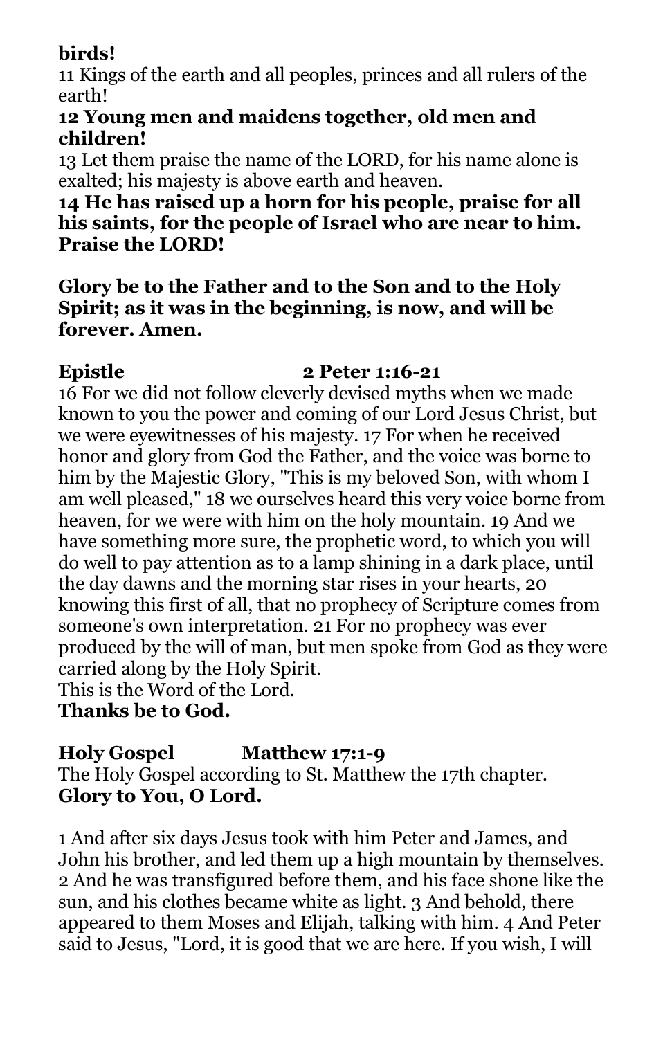**birds!**

11 Kings of the earth and all peoples, princes and all rulers of the earth!

**12 Young men and maidens together, old men and children!**

13 Let them praise the name of the LORD, for his name alone is exalted; his majesty is above earth and heaven.

**14 He has raised up a horn for his people, praise for all his saints, for the people of Israel who are near to him. Praise the LORD!**

**Glory be to the Father and to the Son and to the Holy Spirit; as it was in the beginning, is now, and will be forever. Amen.**

**Epistle 2 Peter 1:16-21**

16 For we did not follow cleverly devised myths when we made known to you the power and coming of our Lord Jesus Christ, but we were eyewitnesses of his majesty. 17 For when he received honor and glory from God the Father, and the voice was borne to him by the Majestic Glory, "This is my beloved Son, with whom I am well pleased," 18 we ourselves heard this very voice borne from heaven, for we were with him on the holy mountain. 19 And we have something more sure, the prophetic word, to which you will do well to pay attention as to a lamp shining in a dark place, until the day dawns and the morning star rises in your hearts, 20 knowing this first of all, that no prophecy of Scripture comes from someone's own interpretation. 21 For no prophecy was ever produced by the will of man, but men spoke from God as they were carried along by the Holy Spirit.

This is the Word of the Lord.

**Thanks be to God.**

**Holy Gospel Matthew 17:1-9**

The Holy Gospel according to St. Matthew the 17th chapter.

**Glory to You, O Lord.**

1 And after six days Jesus took with him Peter and James, and John his brother, and led them up a high mountain by themselves. 2 And he was transfigured before them, and his face shone like the sun, and his clothes became white as light. 3 And behold, there appeared to them Moses and Elijah, talking with him. 4 And Peter said to Jesus, "Lord, it is good that we are here. If you wish, I will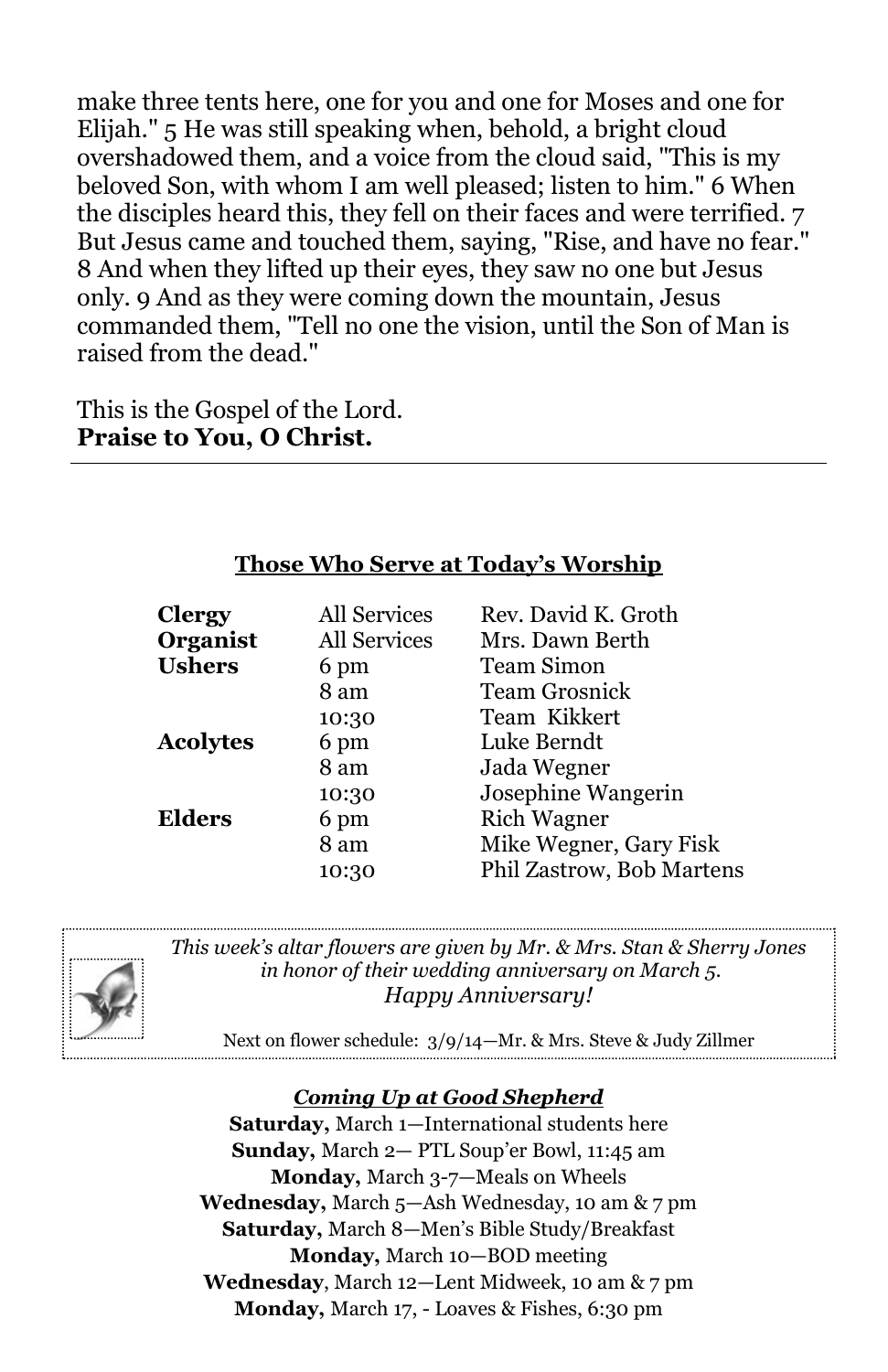make three tents here, one for you and one for Moses and one for Elijah." 5 He was still speaking when, behold, a bright cloud overshadowed them, and a voice from the cloud said, "This is my beloved Son, with whom I am well pleased; listen to him." 6 When the disciples heard this, they fell on their faces and were terrified. 7 But Jesus came and touched them, saying, "Rise, and have no fear." 8 And when they lifted up their eyes, they saw no one but Jesus only. 9 And as they were coming down the mountain, Jesus commanded them, "Tell no one the vision, until the Son of Man is raised from the dead."

This is the Gospel of the Lord.
**Praise to You, O Christ.**

---

## Those Who Serve at Today's Worship

| | | |
|---|---|---|
| **Clergy** | All Services | Rev. David K. Groth |
| **Organist** | All Services | Mrs. Dawn Berth |
| **Ushers** | 6 pm | Team Simon |
| | 8 am | Team Grosnick |
| | 10:30 | Team Kikkert |
| **Acolytes** | 6 pm | Luke Berndt |
| | 8 am | Jada Wegner |
| | 10:30 | Josephine Wangerin |
| **Elders** | 6 pm | Rich Wagner |
| | 8 am | Mike Wegner, Gary Fisk |
| | 10:30 | Phil Zastrow, Bob Martens |

*This week's altar flowers are given by Mr. & Mrs. Stan & Sherry Jones in honor of their wedding anniversary on March 5.*
*Happy Anniversary!*

Next on flower schedule: 3/9/14—Mr. & Mrs. Steve & Judy Zillmer

### *Coming Up at Good Shepherd*

**Saturday,** March 1—International students here
**Sunday,** March 2— PTL Soup'er Bowl, 11:45 am
**Monday,** March 3-7—Meals on Wheels
**Wednesday,** March 5—Ash Wednesday, 10 am & 7 pm
**Saturday,** March 8—Men's Bible Study/Breakfast
**Monday,** March 10—BOD meeting
**Wednesday**, March 12—Lent Midweek, 10 am & 7 pm
**Monday,** March 17, - Loaves & Fishes, 6:30 pm